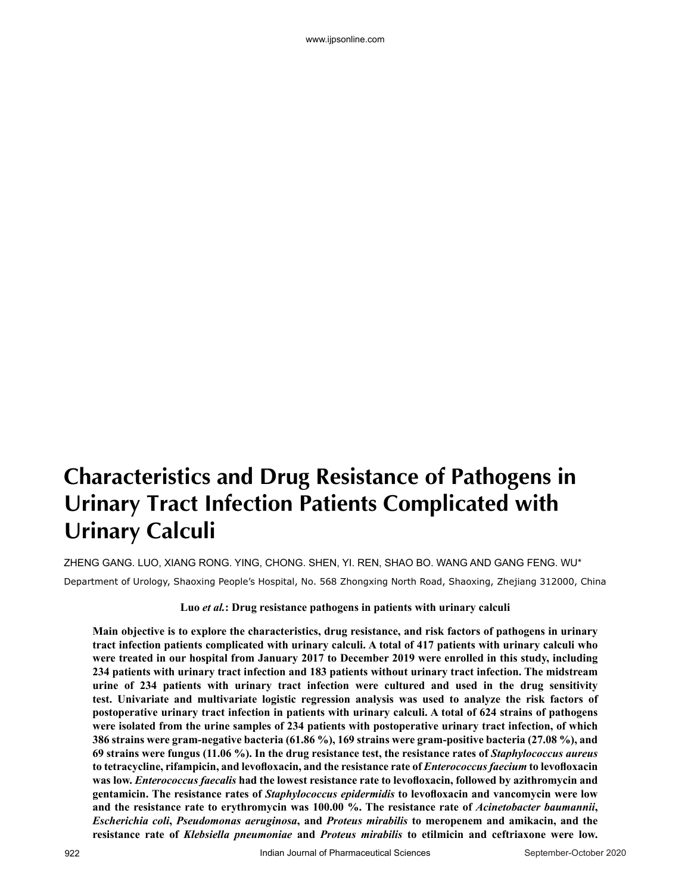# Characteristics and Drug Resistance of Pathogens in Urinary Tract Infection Patients Complicated with Urinary Calculi

ZHENG GANG. LUO, XIANG RONG. YING, CHONG. SHEN, YI. REN, SHAO BO. WANG AND GANG FENG. WU*

Department of Urology, Shaoxing People's Hospital, No. 568 Zhongxing North Road, Shaoxing, Zhejiang 312000, China

**Luo *et al.*: Drug resistance pathogens in patients with urinary calculi**

**Main objective is to explore the characteristics, drug resistance, and risk factors of pathogens in urinary tract infection patients complicated with urinary calculi. A total of 417 patients with urinary calculi who were treated in our hospital from January 2017 to December 2019 were enrolled in this study, including 234 patients with urinary tract infection and 183 patients without urinary tract infection. The midstream urine of 234 patients with urinary tract infection were cultured and used in the drug sensitivity test. Univariate and multivariate logistic regression analysis was used to analyze the risk factors of postoperative urinary tract infection in patients with urinary calculi. A total of 624 strains of pathogens were isolated from the urine samples of 234 patients with postoperative urinary tract infection, of which 386 strains were gram-negative bacteria (61.86 %), 169 strains were gram-positive bacteria (27.08 %), and 69 strains were fungus (11.06 %). In the drug resistance test, the resistance rates of *Staphylococcus aureus* to tetracycline, rifampicin, and levofloxacin, and the resistance rate of *Enterococcus faecium* to levofloxacin was low. *Enterococcus faecalis* had the lowest resistance rate to levofloxacin, followed by azithromycin and gentamicin. The resistance rates of *Staphylococcus epidermidis* to levofloxacin and vancomycin were low and the resistance rate to erythromycin was 100.00 %. The resistance rate of *Acinetobacter baumannii*, *Escherichia coli*, *Pseudomonas aeruginosa*, and *Proteus mirabilis* to meropenem and amikacin, and the resistance rate of *Klebsiella pneumoniae* and *Proteus mirabilis* to etilmicin and ceftriaxone were low.**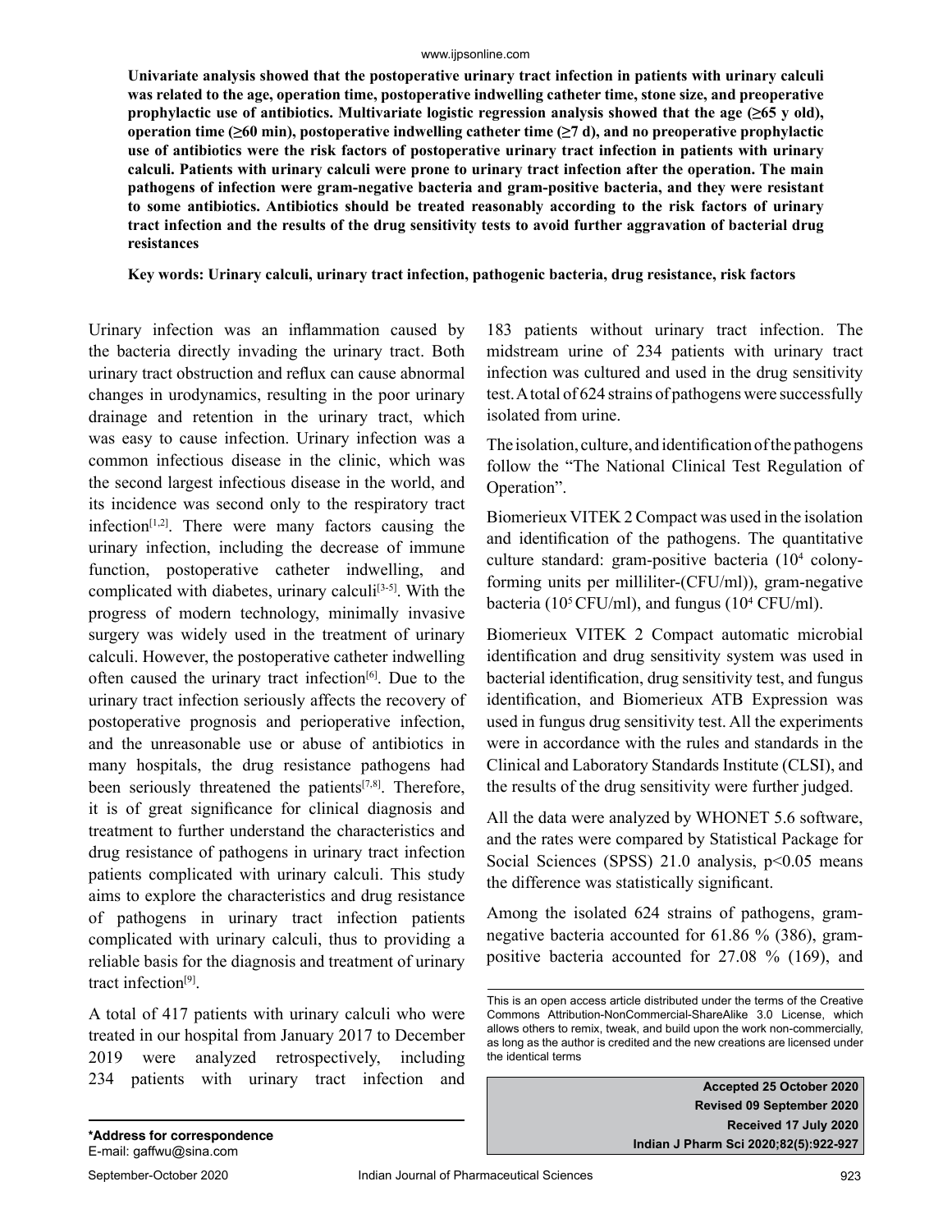**Univariate analysis showed that the postoperative urinary tract infection in patients with urinary calculi was related to the age, operation time, postoperative indwelling catheter time, stone size, and preoperative prophylactic use of antibiotics. Multivariate logistic regression analysis showed that the age (≥65 y old), operation time (≥60 min), postoperative indwelling catheter time (≥7 d), and no preoperative prophylactic use of antibiotics were the risk factors of postoperative urinary tract infection in patients with urinary calculi. Patients with urinary calculi were prone to urinary tract infection after the operation. The main pathogens of infection were gram-negative bacteria and gram-positive bacteria, and they were resistant to some antibiotics. Antibiotics should be treated reasonably according to the risk factors of urinary tract infection and the results of the drug sensitivity tests to avoid further aggravation of bacterial drug resistances**

**Key words: Urinary calculi, urinary tract infection, pathogenic bacteria, drug resistance, risk factors**

Urinary infection was an inflammation caused by the bacteria directly invading the urinary tract. Both urinary tract obstruction and reflux can cause abnormal changes in urodynamics, resulting in the poor urinary drainage and retention in the urinary tract, which was easy to cause infection. Urinary infection was a common infectious disease in the clinic, which was the second largest infectious disease in the world, and its incidence was second only to the respiratory tract infection[1,2]. There were many factors causing the urinary infection, including the decrease of immune function, postoperative catheter indwelling, and complicated with diabetes, urinary calculi[3-5]. With the progress of modern technology, minimally invasive surgery was widely used in the treatment of urinary calculi. However, the postoperative catheter indwelling often caused the urinary tract infection[6]. Due to the urinary tract infection seriously affects the recovery of postoperative prognosis and perioperative infection, and the unreasonable use or abuse of antibiotics in many hospitals, the drug resistance pathogens had been seriously threatened the patients[7,8]. Therefore, it is of great significance for clinical diagnosis and treatment to further understand the characteristics and drug resistance of pathogens in urinary tract infection patients complicated with urinary calculi. This study aims to explore the characteristics and drug resistance of pathogens in urinary tract infection patients complicated with urinary calculi, thus to providing a reliable basis for the diagnosis and treatment of urinary tract infection[9].

A total of 417 patients with urinary calculi who were treated in our hospital from January 2017 to December 2019 were analyzed retrospectively, including 234 patients with urinary tract infection and 183 patients without urinary tract infection. The midstream urine of 234 patients with urinary tract infection was cultured and used in the drug sensitivity test. A total of 624 strains of pathogens were successfully isolated from urine.

The isolation, culture, and identification of the pathogens follow the "The National Clinical Test Regulation of Operation".

Biomerieux VITEK 2 Compact was used in the isolation and identification of the pathogens. The quantitative culture standard: gram-positive bacteria ($10^4$ colony-forming units per milliliter-(CFU/ml)), gram-negative bacteria ($10^5$ CFU/ml), and fungus ($10^4$ CFU/ml).

Biomerieux VITEK 2 Compact automatic microbial identification and drug sensitivity system was used in bacterial identification, drug sensitivity test, and fungus identification, and Biomerieux ATB Expression was used in fungus drug sensitivity test. All the experiments were in accordance with the rules and standards in the Clinical and Laboratory Standards Institute (CLSI), and the results of the drug sensitivity were further judged.

All the data were analyzed by WHONET 5.6 software, and the rates were compared by Statistical Package for Social Sciences (SPSS) 21.0 analysis, $p<0.05$ means the difference was statistically significant.

Among the isolated 624 strains of pathogens, gram-negative bacteria accounted for 61.86 % (386), gram-positive bacteria accounted for 27.08 % (169), and

This is an open access article distributed under the terms of the Creative Commons Attribution-NonCommercial-ShareAlike 3.0 License, which allows others to remix, tweak, and build upon the work non-commercially, as long as the author is credited and the new creations are licensed under the identical terms

**Accepted 25 October 2020**
**Revised 09 September 2020**
**Received 17 July 2020**
**Indian J Pharm Sci 2020;82(5):922-927**

**\*Address for correspondence**
E-mail: gaffwu@sina.com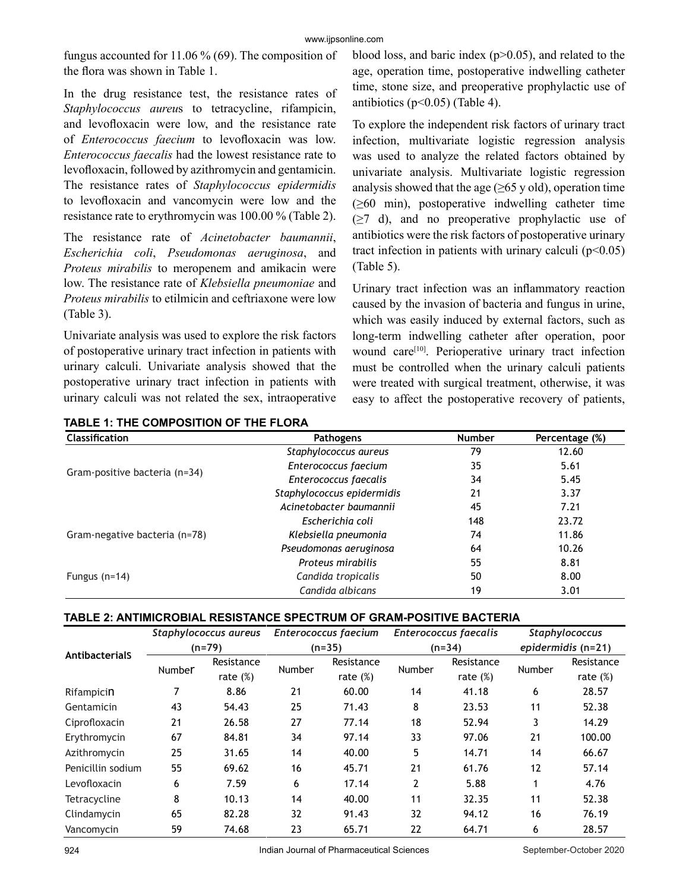fungus accounted for 11.06 % (69). The composition of the flora was shown in Table 1.

In the drug resistance test, the resistance rates of *Staphylococcus aureus* to tetracycline, rifampicin, and levofloxacin were low, and the resistance rate of *Enterococcus faecium* to levofloxacin was low. *Enterococcus faecalis* had the lowest resistance rate to levofloxacin, followed by azithromycin and gentamicin. The resistance rates of *Staphylococcus epidermidis* to levofloxacin and vancomycin were low and the resistance rate to erythromycin was 100.00 % (Table 2).

The resistance rate of *Acinetobacter baumannii*, *Escherichia coli*, *Pseudomonas aeruginosa*, and *Proteus mirabilis* to meropenem and amikacin were low. The resistance rate of *Klebsiella pneumoniae* and *Proteus mirabilis* to etilmicin and ceftriaxone were low (Table 3).

Univariate analysis was used to explore the risk factors of postoperative urinary tract infection in patients with urinary calculi. Univariate analysis showed that the postoperative urinary tract infection in patients with urinary calculi was not related the sex, intraoperative blood loss, and baric index ($p>0.05$), and related to the age, operation time, postoperative indwelling catheter time, stone size, and preoperative prophylactic use of antibiotics ($p<0.05$) (Table 4).

To explore the independent risk factors of urinary tract infection, multivariate logistic regression analysis was used to analyze the related factors obtained by univariate analysis. Multivariate logistic regression analysis showed that the age (≥65 y old), operation time (≥60 min), postoperative indwelling catheter time (≥7 d), and no preoperative prophylactic use of antibiotics were the risk factors of postoperative urinary tract infection in patients with urinary calculi ($p<0.05$) (Table 5).

Urinary tract infection was an inflammatory reaction caused by the invasion of bacteria and fungus in urine, which was easily induced by external factors, such as long-term indwelling catheter after operation, poor wound care[10]. Perioperative urinary tract infection must be controlled when the urinary calculi patients were treated with surgical treatment, otherwise, it was easy to affect the postoperative recovery of patients,

**TABLE 1: THE COMPOSITION OF THE FLORA**

| Classification | Pathogens | Number | Percentage (%) |
|---|---|---|---|
| Gram-positive bacteria (n=34) | *Staphylococcus aureus* | 79 | 12.60 |
| | *Enterococcus faecium* | 35 | 5.61 |
| | *Enterococcus faecalis* | 34 | 5.45 |
| | *Staphylococcus epidermidis* | 21 | 3.37 |
| Gram-negative bacteria (n=78) | *Acinetobacter baumannii* | 45 | 7.21 |
| | *Escherichia coli* | 148 | 23.72 |
| | *Klebsiella pneumonia* | 74 | 11.86 |
| | *Pseudomonas aeruginosa* | 64 | 10.26 |
| | *Proteus mirabilis* | 55 | 8.81 |
| Fungus (n=14) | *Candida tropicalis* | 50 | 8.00 |
| | *Candida albicans* | 19 | 3.01 |

**TABLE 2: ANTIMICROBIAL RESISTANCE SPECTRUM OF GRAM-POSITIVE BACTERIA**

| Antibacterials | *Staphylococcus aureus* (n=79) | | *Enterococcus faecium* (n=35) | | *Enterococcus faecalis* (n=34) | | *Staphylococcus epidermidis* (n=21) | |
|---|---|---|---|---|---|---|---|---|
| | Number | Resistance rate (%) | Number | Resistance rate (%) | Number | Resistance rate (%) | Number | Resistance rate (%) |
| Rifampicin | 7 | 8.86 | 21 | 60.00 | 14 | 41.18 | 6 | 28.57 |
| Gentamicin | 43 | 54.43 | 25 | 71.43 | 8 | 23.53 | 11 | 52.38 |
| Ciprofloxacin | 21 | 26.58 | 27 | 77.14 | 18 | 52.94 | 3 | 14.29 |
| Erythromycin | 67 | 84.81 | 34 | 97.14 | 33 | 97.06 | 21 | 100.00 |
| Azithromycin | 25 | 31.65 | 14 | 40.00 | 5 | 14.71 | 14 | 66.67 |
| Penicillin sodium | 55 | 69.62 | 16 | 45.71 | 21 | 61.76 | 12 | 57.14 |
| Levofloxacin | 6 | 7.59 | 6 | 17.14 | 2 | 5.88 | 1 | 4.76 |
| Tetracycline | 8 | 10.13 | 14 | 40.00 | 11 | 32.35 | 11 | 52.38 |
| Clindamycin | 65 | 82.28 | 32 | 91.43 | 32 | 94.12 | 16 | 76.19 |
| Vancomycin | 59 | 74.68 | 23 | 65.71 | 22 | 64.71 | 6 | 28.57 |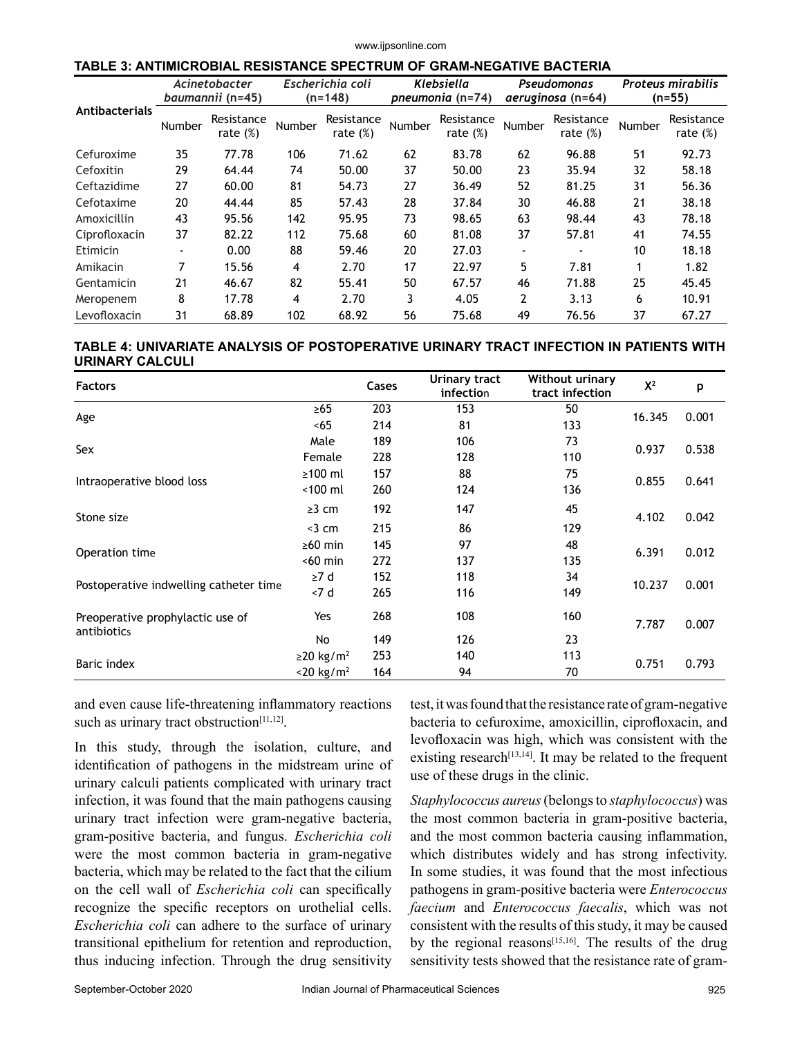**TABLE 3: ANTIMICROBIAL RESISTANCE SPECTRUM OF GRAM-NEGATIVE BACTERIA**

| Antibacterials | *Acinetobacter baumannii* (n=45) | | *Escherichia coli* (n=148) | | *Klebsiella pneumonia* (n=74) | | *Pseudomonas aeruginosa* (n=64) | | *Proteus mirabilis* (n=55) | |
|---|---|---|---|---|---|---|---|---|---|---|
| | Number | Resistance rate (%) | Number | Resistance rate (%) | Number | Resistance rate (%) | Number | Resistance rate (%) | Number | Resistance rate (%) |
| Cefuroxime | 35 | 77.78 | 106 | 71.62 | 62 | 83.78 | 62 | 96.88 | 51 | 92.73 |
| Cefoxitin | 29 | 64.44 | 74 | 50.00 | 37 | 50.00 | 23 | 35.94 | 32 | 58.18 |
| Ceftazidime | 27 | 60.00 | 81 | 54.73 | 27 | 36.49 | 52 | 81.25 | 31 | 56.36 |
| Cefotaxime | 20 | 44.44 | 85 | 57.43 | 28 | 37.84 | 30 | 46.88 | 21 | 38.18 |
| Amoxicillin | 43 | 95.56 | 142 | 95.95 | 73 | 98.65 | 63 | 98.44 | 43 | 78.18 |
| Ciprofloxacin | 37 | 82.22 | 112 | 75.68 | 60 | 81.08 | 37 | 57.81 | 41 | 74.55 |
| Etimicin | - | 0.00 | 88 | 59.46 | 20 | 27.03 | - | - | 10 | 18.18 |
| Amikacin | 7 | 15.56 | 4 | 2.70 | 17 | 22.97 | 5 | 7.81 | 1 | 1.82 |
| Gentamicin | 21 | 46.67 | 82 | 55.41 | 50 | 67.57 | 46 | 71.88 | 25 | 45.45 |
| Meropenem | 8 | 17.78 | 4 | 2.70 | 3 | 4.05 | 2 | 3.13 | 6 | 10.91 |
| Levofloxacin | 31 | 68.89 | 102 | 68.92 | 56 | 75.68 | 49 | 76.56 | 37 | 67.27 |

**TABLE 4: UNIVARIATE ANALYSIS OF POSTOPERATIVE URINARY TRACT INFECTION IN PATIENTS WITH URINARY CALCULI**

| Factors | | Cases | Urinary tract infection | Without urinary tract infection | $X^2$ | p |
|---|---|---|---|---|---|---|
| Age | ≥65 | 203 | 153 | 50 | 16.345 | 0.001 |
| | <65 | 214 | 81 | 133 | | |
| Sex | Male | 189 | 106 | 73 | 0.937 | 0.538 |
| | Female | 228 | 128 | 110 | | |
| Intraoperative blood loss | ≥100 ml | 157 | 88 | 75 | 0.855 | 0.641 |
| | <100 ml | 260 | 124 | 136 | | |
| Stone size | ≥3 cm | 192 | 147 | 45 | 4.102 | 0.042 |
| | <3 cm | 215 | 86 | 129 | | |
| Operation time | ≥60 min | 145 | 97 | 48 | 6.391 | 0.012 |
| | <60 min | 272 | 137 | 135 | | |
| Postoperative indwelling catheter time | ≥7 d | 152 | 118 | 34 | 10.237 | 0.001 |
| | <7 d | 265 | 116 | 149 | | |
| Preoperative prophylactic use of antibiotics | Yes | 268 | 108 | 160 | 7.787 | 0.007 |
| | No | 149 | 126 | 23 | | |
| Baric index | ≥20 kg/m$^2$ | 253 | 140 | 113 | 0.751 | 0.793 |
| | <20 kg/m$^2$ | 164 | 94 | 70 | | |

and even cause life-threatening inflammatory reactions such as urinary tract obstruction[11,12].

In this study, through the isolation, culture, and identification of pathogens in the midstream urine of urinary calculi patients complicated with urinary tract infection, it was found that the main pathogens causing urinary tract infection were gram-negative bacteria, gram-positive bacteria, and fungus. *Escherichia coli* were the most common bacteria in gram-negative bacteria, which may be related to the fact that the cilium on the cell wall of *Escherichia coli* can specifically recognize the specific receptors on urothelial cells. *Escherichia coli* can adhere to the surface of urinary transitional epithelium for retention and reproduction, thus inducing infection. Through the drug sensitivity test, it was found that the resistance rate of gram-negative bacteria to cefuroxime, amoxicillin, ciprofloxacin, and levofloxacin was high, which was consistent with the existing research[13,14]. It may be related to the frequent use of these drugs in the clinic.

*Staphylococcus aureus* (belongs to *staphylococcus*) was the most common bacteria in gram-positive bacteria, and the most common bacteria causing inflammation, which distributes widely and has strong infectivity. In some studies, it was found that the most infectious pathogens in gram-positive bacteria were *Enterococcus faecium* and *Enterococcus faecalis*, which was not consistent with the results of this study, it may be caused by the regional reasons[15,16]. The results of the drug sensitivity tests showed that the resistance rate of gram-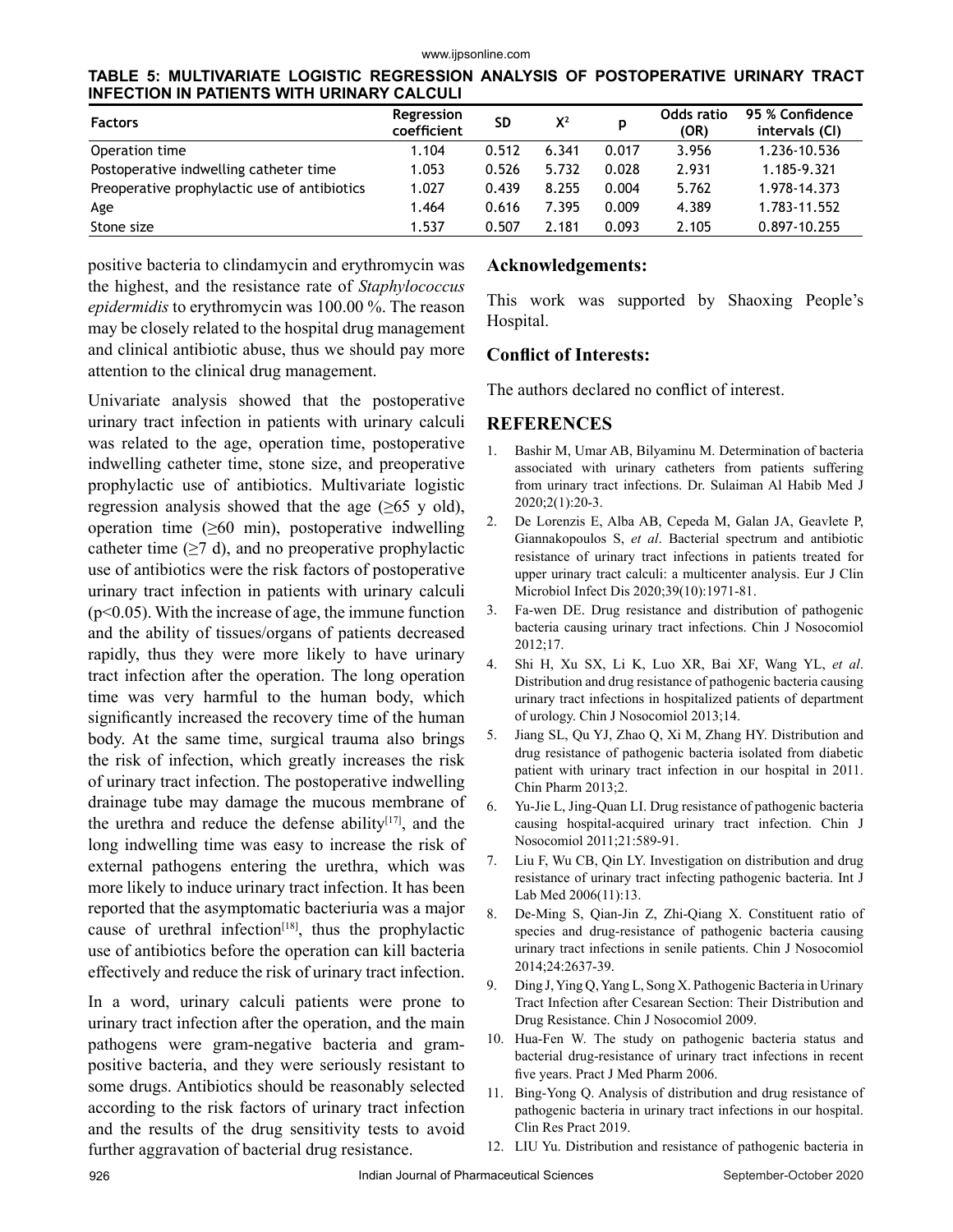**TABLE 5: MULTIVARIATE LOGISTIC REGRESSION ANALYSIS OF POSTOPERATIVE URINARY TRACT INFECTION IN PATIENTS WITH URINARY CALCULI**

| Factors | Regression coefficient | SD | $X^2$ | p | Odds ratio (OR) | 95 % Confidence intervals (CI) |
|---|---|---|---|---|---|---|
| Operation time | 1.104 | 0.512 | 6.341 | 0.017 | 3.956 | 1.236-10.536 |
| Postoperative indwelling catheter time | 1.053 | 0.526 | 5.732 | 0.028 | 2.931 | 1.185-9.321 |
| Preoperative prophylactic use of antibiotics | 1.027 | 0.439 | 8.255 | 0.004 | 5.762 | 1.978-14.373 |
| Age | 1.464 | 0.616 | 7.395 | 0.009 | 4.389 | 1.783-11.552 |
| Stone size | 1.537 | 0.507 | 2.181 | 0.093 | 2.105 | 0.897-10.255 |

positive bacteria to clindamycin and erythromycin was the highest, and the resistance rate of *Staphylococcus epidermidis* to erythromycin was 100.00 %. The reason may be closely related to the hospital drug management and clinical antibiotic abuse, thus we should pay more attention to the clinical drug management.

Univariate analysis showed that the postoperative urinary tract infection in patients with urinary calculi was related to the age, operation time, postoperative indwelling catheter time, stone size, and preoperative prophylactic use of antibiotics. Multivariate logistic regression analysis showed that the age (≥65 y old), operation time (≥60 min), postoperative indwelling catheter time (≥7 d), and no preoperative prophylactic use of antibiotics were the risk factors of postoperative urinary tract infection in patients with urinary calculi ($p<0.05$). With the increase of age, the immune function and the ability of tissues/organs of patients decreased rapidly, thus they were more likely to have urinary tract infection after the operation. The long operation time was very harmful to the human body, which significantly increased the recovery time of the human body. At the same time, surgical trauma also brings the risk of infection, which greatly increases the risk of urinary tract infection. The postoperative indwelling drainage tube may damage the mucous membrane of the urethra and reduce the defense ability[17], and the long indwelling time was easy to increase the risk of external pathogens entering the urethra, which was more likely to induce urinary tract infection. It has been reported that the asymptomatic bacteriuria was a major cause of urethral infection[18], thus the prophylactic use of antibiotics before the operation can kill bacteria effectively and reduce the risk of urinary tract infection.

In a word, urinary calculi patients were prone to urinary tract infection after the operation, and the main pathogens were gram-negative bacteria and gram-positive bacteria, and they were seriously resistant to some drugs. Antibiotics should be reasonably selected according to the risk factors of urinary tract infection and the results of the drug sensitivity tests to avoid further aggravation of bacterial drug resistance.

## Acknowledgements:

This work was supported by Shaoxing People's Hospital.

## Conflict of Interests:

The authors declared no conflict of interest.

## REFERENCES

1. Bashir M, Umar AB, Bilyaminu M. Determination of bacteria associated with urinary catheters from patients suffering from urinary tract infections. Dr. Sulaiman Al Habib Med J 2020;2(1):20-3.
2. De Lorenzis E, Alba AB, Cepeda M, Galan JA, Geavlete P, Giannakopoulos S, *et al*. Bacterial spectrum and antibiotic resistance of urinary tract infections in patients treated for upper urinary tract calculi: a multicenter analysis. Eur J Clin Microbiol Infect Dis 2020;39(10):1971-81.
3. Fa-wen DE. Drug resistance and distribution of pathogenic bacteria causing urinary tract infections. Chin J Nosocomiol 2012;17.
4. Shi H, Xu SX, Li K, Luo XR, Bai XF, Wang YL, *et al*. Distribution and drug resistance of pathogenic bacteria causing urinary tract infections in hospitalized patients of department of urology. Chin J Nosocomiol 2013;14.
5. Jiang SL, Qu YJ, Zhao Q, Xi M, Zhang HY. Distribution and drug resistance of pathogenic bacteria isolated from diabetic patient with urinary tract infection in our hospital in 2011. Chin Pharm 2013;2.
6. Yu-Jie L, Jing-Quan LI. Drug resistance of pathogenic bacteria causing hospital-acquired urinary tract infection. Chin J Nosocomiol 2011;21:589-91.
7. Liu F, Wu CB, Qin LY. Investigation on distribution and drug resistance of urinary tract infecting pathogenic bacteria. Int J Lab Med 2006(11):13.
8. De-Ming S, Qian-Jin Z, Zhi-Qiang X. Constituent ratio of species and drug-resistance of pathogenic bacteria causing urinary tract infections in senile patients. Chin J Nosocomiol 2014;24:2637-39.
9. Ding J, Ying Q, Yang L, Song X. Pathogenic Bacteria in Urinary Tract Infection after Cesarean Section: Their Distribution and Drug Resistance. Chin J Nosocomiol 2009.
10. Hua-Fen W. The study on pathogenic bacteria status and bacterial drug-resistance of urinary tract infections in recent five years. Pract J Med Pharm 2006.
11. Bing-Yong Q. Analysis of distribution and drug resistance of pathogenic bacteria in urinary tract infections in our hospital. Clin Res Pract 2019.
12. LIU Yu. Distribution and resistance of pathogenic bacteria in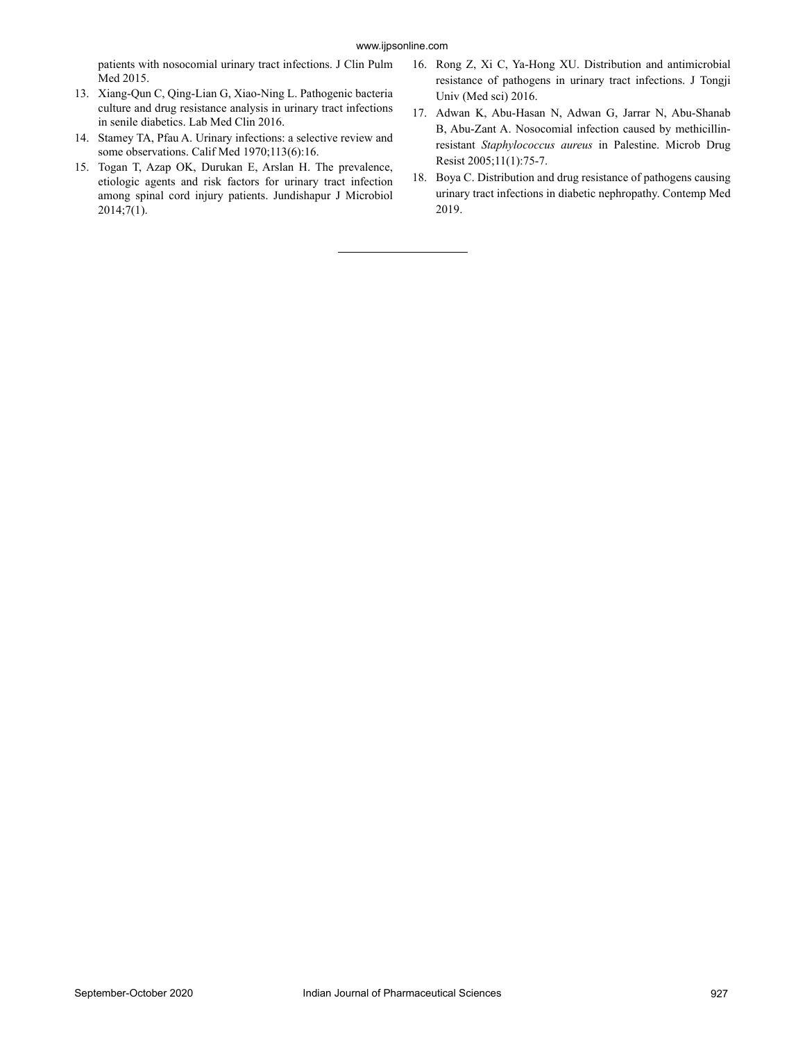patients with nosocomial urinary tract infections. J Clin Pulm Med 2015.

13. Xiang-Qun C, Qing-Lian G, Xiao-Ning L. Pathogenic bacteria culture and drug resistance analysis in urinary tract infections in senile diabetics. Lab Med Clin 2016.
14. Stamey TA, Pfau A. Urinary infections: a selective review and some observations. Calif Med 1970;113(6):16.
15. Togan T, Azap OK, Durukan E, Arslan H. The prevalence, etiologic agents and risk factors for urinary tract infection among spinal cord injury patients. Jundishapur J Microbiol 2014;7(1).
16. Rong Z, Xi C, Ya-Hong XU. Distribution and antimicrobial resistance of pathogens in urinary tract infections. J Tongji Univ (Med sci) 2016.
17. Adwan K, Abu-Hasan N, Adwan G, Jarrar N, Abu-Shanab B, Abu-Zant A. Nosocomial infection caused by methicillin-resistant *Staphylococcus aureus* in Palestine. Microb Drug Resist 2005;11(1):75-7.
18. Boya C. Distribution and drug resistance of pathogens causing urinary tract infections in diabetic nephropathy. Contemp Med 2019.